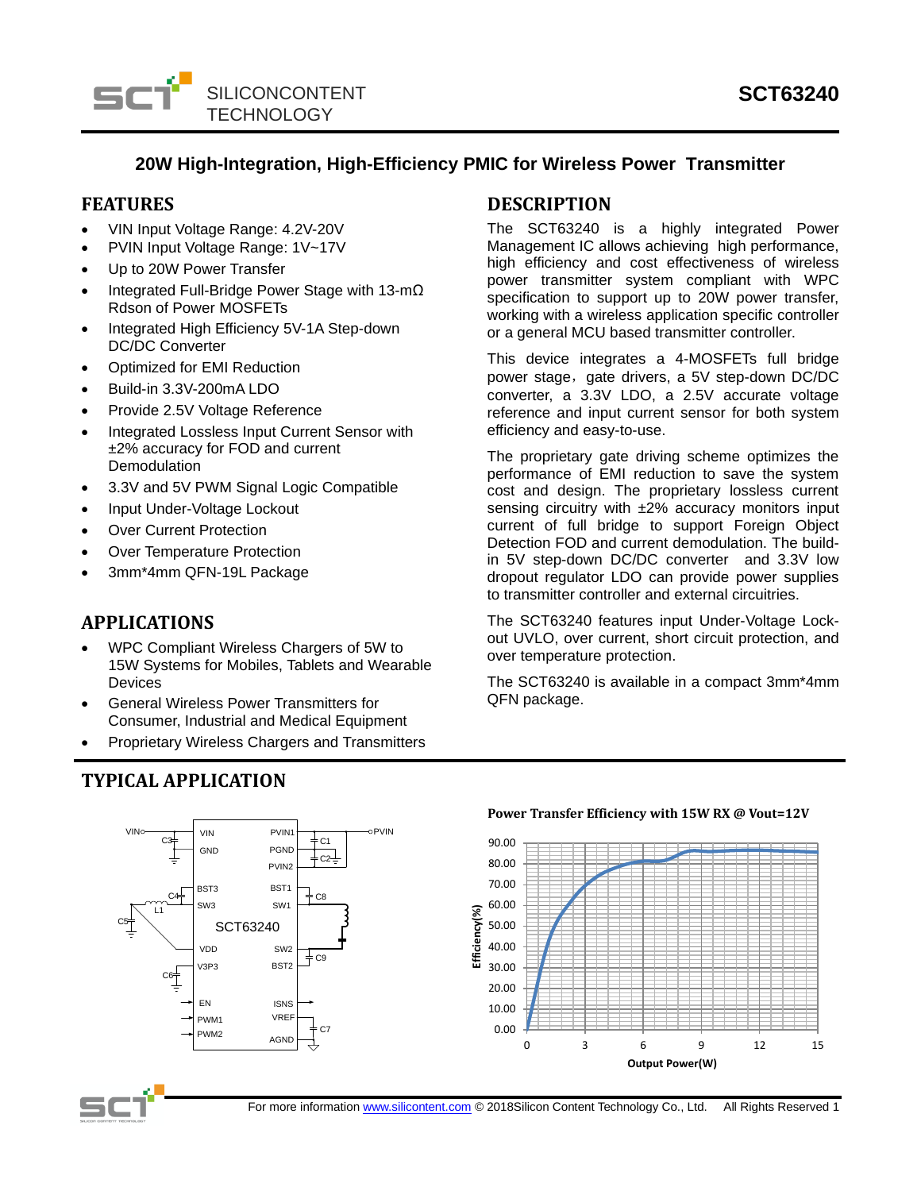# SCT63240

## 20W High-Integration, High-Efficiency PMIC for Wireless Power Transmitter

## FEATURES

- VIN Input Voltage Range: 4.2V-20V
- PVIN Input Voltage Range: 1V~17V
- Up to 20W Power Transfer
- Integrated Full-Bridge Power Stage with 13-mΩ Rdson of Power MOSFETs
- Integrated High Efficiency 5V-1A Step-down DC/DC Converter
- Optimized for EMI Reduction
- Build-in 3.3V-200mA LDO
- Provide 2.5V Voltage Reference
- Integrated Lossless Input Current Sensor with ±2% accuracy for FOD and current Demodulation
- 3.3V and 5V PWM Signal Logic Compatible
- Input Under-Voltage Lockout
- Over Current Protection
- Over Temperature Protection
- 3mm*4mm QFN-19L Package

## APPLICATIONS

- WPC Compliant Wireless Chargers of 5W to 15W Systems for Mobiles, Tablets and Wearable Devices
- General Wireless Power Transmitters for Consumer, Industrial and Medical Equipment
- Proprietary Wireless Chargers and Transmitters

## DESCRIPTION

The SCT63240 is a highly integrated Power Management IC allows achieving high performance, high efficiency and cost effectiveness of wireless power transmitter system compliant with WPC specification to support up to 20W power transfer, working with a wireless application specific controller or a general MCU based transmitter controller.

This device integrates a 4-MOSFETs full bridge power stage，gate drivers, a 5V step-down DC/DC converter, a 3.3V LDO, a 2.5V accurate voltage reference and input current sensor for both system efficiency and easy-to-use.

The proprietary gate driving scheme optimizes the performance of EMI reduction to save the system cost and design. The proprietary lossless current sensing circuitry with ±2% accuracy monitors input current of full bridge to support Foreign Object Detection FOD and current demodulation. The build-in 5V step-down DC/DC converter and 3.3V low dropout regulator LDO can provide power supplies to transmitter controller and external circuitries.

The SCT63240 features input Under-Voltage Lock-out UVLO, over current, short circuit protection, and over temperature protection.

The SCT63240 is available in a compact 3mm*4mm QFN package.

## TYPICAL APPLICATION

Power Transfer Efficiency with 15W RX @ Vout=12V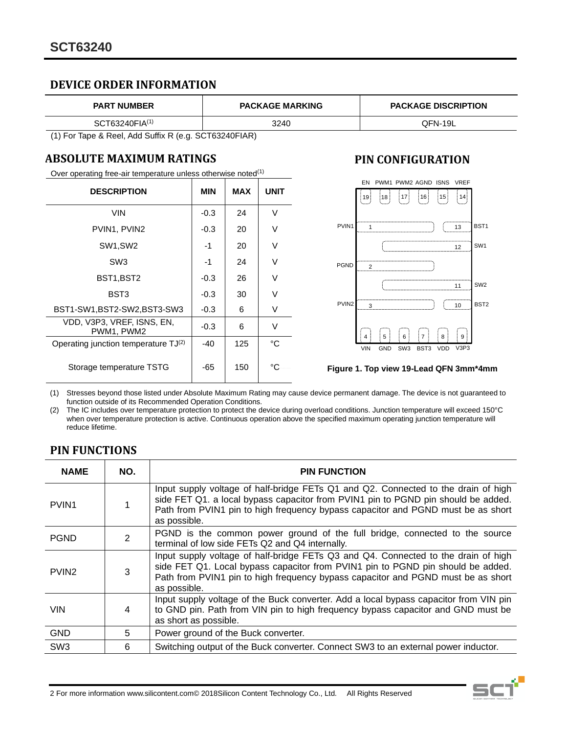## DEVICE ORDER INFORMATION

| PART NUMBER | PACKAGE MARKING | PACKAGE DISCRIPTION |
|---|---|---|
| SCT63240FIA(1) | 3240 | QFN-19L |

(1) For Tape & Reel, Add Suffix R (e.g. SCT63240FIAR)

## ABSOLUTE MAXIMUM RATINGS

Over operating free-air temperature unless otherwise noted(1)

| DESCRIPTION | MIN | MAX | UNIT |
|---|---|---|---|
| VIN | -0.3 | 24 | V |
| PVIN1, PVIN2 | -0.3 | 20 | V |
| SW1,SW2 | -1 | 20 | V |
| SW3 | -1 | 24 | V |
| BST1,BST2 | -0.3 | 26 | V |
| BST3 | -0.3 | 30 | V |
| BST1-SW1,BST2-SW2,BST3-SW3 | -0.3 | 6 | V |
| VDD, V3P3, VREF, ISNS, EN, PWM1, PWM2 | -0.3 | 6 | V |
| Operating junction temperature TJ(2) | -40 | 125 | °C |
| Storage temperature TSTG | -65 | 150 | °C |

## PIN CONFIGURATION

Figure 1. Top view 19-Lead QFN 3mm*4mm

(1) Stresses beyond those listed under Absolute Maximum Rating may cause device permanent damage. The device is not guaranteed to function outside of its Recommended Operation Conditions.

(2) The IC includes over temperature protection to protect the device during overload conditions. Junction temperature will exceed 150°C when over temperature protection is active. Continuous operation above the specified maximum operating junction temperature will reduce lifetime.

## PIN FUNCTIONS

| NAME | NO. | PIN FUNCTION |
|---|---|---|
| PVIN1 | 1 | Input supply voltage of half-bridge FETs Q1 and Q2. Connected to the drain of high side FET Q1. a local bypass capacitor from PVIN1 pin to PGND pin should be added. Path from PVIN1 pin to high frequency bypass capacitor and PGND must be as short as possible. |
| PGND | 2 | PGND is the common power ground of the full bridge, connected to the source terminal of low side FETs Q2 and Q4 internally. |
| PVIN2 | 3 | Input supply voltage of half-bridge FETs Q3 and Q4. Connected to the drain of high side FET Q1. Local bypass capacitor from PVIN1 pin to PGND pin should be added. Path from PVIN1 pin to high frequency bypass capacitor and PGND must be as short as possible. |
| VIN | 4 | Input supply voltage of the Buck converter. Add a local bypass capacitor from VIN pin to GND pin. Path from VIN pin to high frequency bypass capacitor and GND must be as short as possible. |
| GND | 5 | Power ground of the Buck converter. |
| SW3 | 6 | Switching output of the Buck converter. Connect SW3 to an external power inductor. |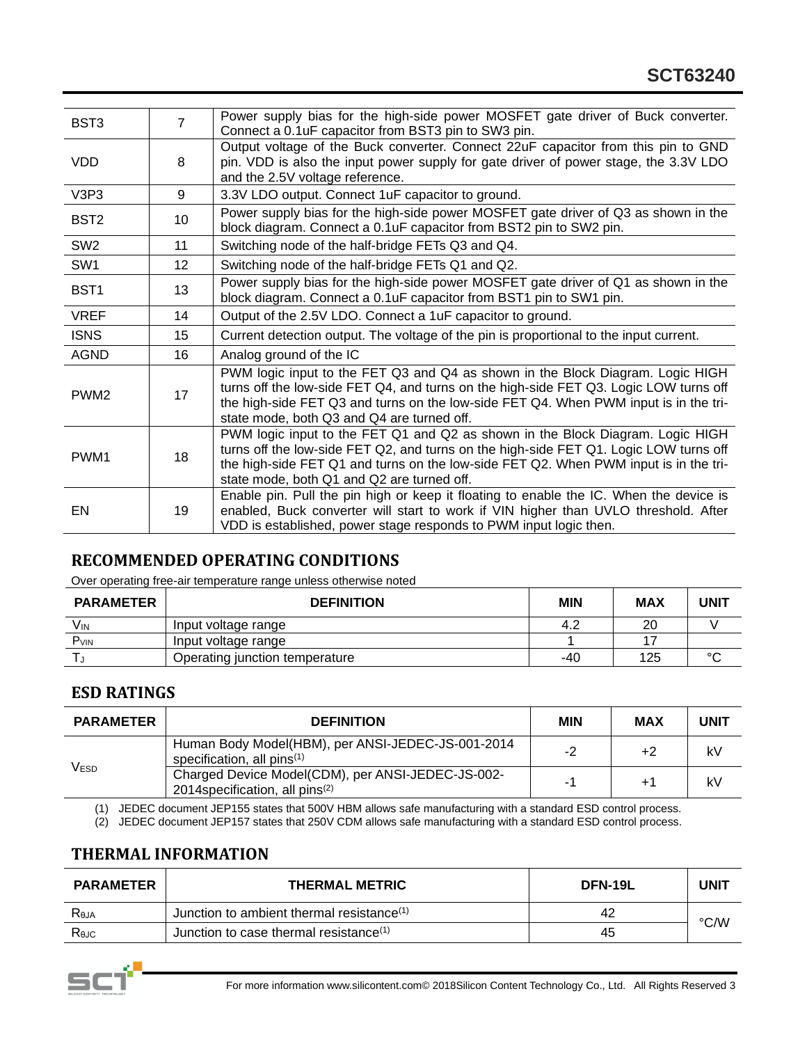| BST3 | 7 | Power supply bias for the high-side power MOSFET gate driver of Buck converter. Connect a 0.1uF capacitor from BST3 pin to SW3 pin. |
|---|---|---|
| VDD | 8 | Output voltage of the Buck converter. Connect 22uF capacitor from this pin to GND pin. VDD is also the input power supply for gate driver of power stage, the 3.3V LDO and the 2.5V voltage reference. |
| V3P3 | 9 | 3.3V LDO output. Connect 1uF capacitor to ground. |
| BST2 | 10 | Power supply bias for the high-side power MOSFET gate driver of Q3 as shown in the block diagram. Connect a 0.1uF capacitor from BST2 pin to SW2 pin. |
| SW2 | 11 | Switching node of the half-bridge FETs Q3 and Q4. |
| SW1 | 12 | Switching node of the half-bridge FETs Q1 and Q2. |
| BST1 | 13 | Power supply bias for the high-side power MOSFET gate driver of Q1 as shown in the block diagram. Connect a 0.1uF capacitor from BST1 pin to SW1 pin. |
| VREF | 14 | Output of the 2.5V LDO. Connect a 1uF capacitor to ground. |
| ISNS | 15 | Current detection output. The voltage of the pin is proportional to the input current. |
| AGND | 16 | Analog ground of the IC |
| PWM2 | 17 | PWM logic input to the FET Q3 and Q4 as shown in the Block Diagram. Logic HIGH turns off the low-side FET Q4, and turns on the high-side FET Q3. Logic LOW turns off the high-side FET Q3 and turns on the low-side FET Q4. When PWM input is in the tri-state mode, both Q3 and Q4 are turned off. |
| PWM1 | 18 | PWM logic input to the FET Q1 and Q2 as shown in the Block Diagram. Logic HIGH turns off the low-side FET Q2, and turns on the high-side FET Q1. Logic LOW turns off the high-side FET Q1 and turns on the low-side FET Q2. When PWM input is in the tri-state mode, both Q1 and Q2 are turned off. |
| EN | 19 | Enable pin. Pull the pin high or keep it floating to enable the IC. When the device is enabled, Buck converter will start to work if VIN higher than UVLO threshold. After VDD is established, power stage responds to PWM input logic then. |

## RECOMMENDED OPERATING CONDITIONS

Over operating free-air temperature range unless otherwise noted

| PARAMETER | DEFINITION | MIN | MAX | UNIT |
|---|---|---|---|---|
| $V_{IN}$ | Input voltage range | 4.2 | 20 | V |
| $P_{VIN}$ | Input voltage range | 1 | 17 | |
| $T_J$ | Operating junction temperature | -40 | 125 | °C |

## ESD RATINGS

| PARAMETER | DEFINITION | MIN | MAX | UNIT |
|---|---|---|---|---|
| $V_{ESD}$ | Human Body Model(HBM), per ANSI-JEDEC-JS-001-2014 specification, all pins(1) | -2 | +2 | kV |
| | Charged Device Model(CDM), per ANSI-JEDEC-JS-002-2014specification, all pins(2) | -1 | +1 | kV |

(1) JEDEC document JEP155 states that 500V HBM allows safe manufacturing with a standard ESD control process.

(2) JEDEC document JEP157 states that 250V CDM allows safe manufacturing with a standard ESD control process.

## THERMAL INFORMATION

| PARAMETER | THERMAL METRIC | DFN-19L | UNIT |
|---|---|---|---|
| $R_{\theta JA}$ | Junction to ambient thermal resistance(1) | 42 | °C/W |
| $R_{\theta JC}$ | Junction to case thermal resistance(1) | 45 | |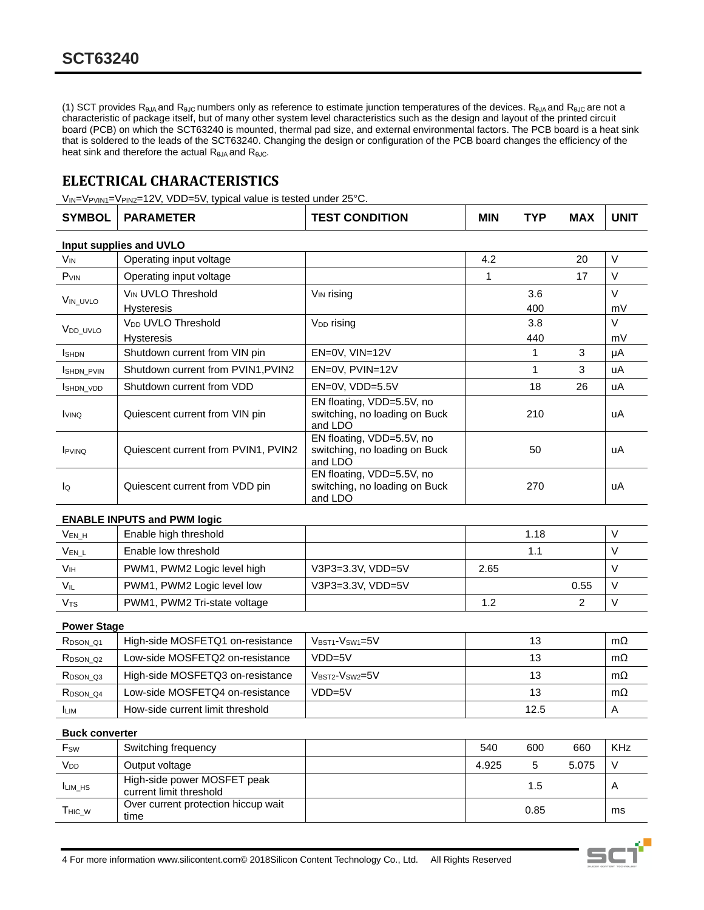(1) SCT provides $R_{\theta JA}$ and $R_{\theta JC}$ numbers only as reference to estimate junction temperatures of the devices. $R_{\theta JA}$ and $R_{\theta JC}$ are not a characteristic of package itself, but of many other system level characteristics such as the design and layout of the printed circuit board (PCB) on which the SCT63240 is mounted, thermal pad size, and external environmental factors. The PCB board is a heat sink that is soldered to the leads of the SCT63240. Changing the design or configuration of the PCB board changes the efficiency of the heat sink and therefore the actual $R_{\theta JA}$ and $R_{\theta JC}$.

## ELECTRICAL CHARACTERISTICS

$V_{IN}$=$V_{PVIN1}$=$V_{PIN2}$=12V, VDD=5V, typical value is tested under 25°C.

| SYMBOL | PARAMETER | TEST CONDITION | MIN | TYP | MAX | UNIT |
|---|---|---|---|---|---|---|
| **Input supplies and UVLO** | | | | | | |
| $V_{IN}$ | Operating input voltage | | 4.2 | | 20 | V |
| $P_{VIN}$ | Operating input voltage | | 1 | | 17 | V |
| $V_{IN\_UVLO}$ | $V_{IN}$ UVLO Threshold | $V_{IN}$ rising | | 3.6 | | V |
| | Hysteresis | | | 400 | | mV |
| $V_{DD\_UVLO}$ | $V_{DD}$ UVLO Threshold | $V_{DD}$ rising | | 3.8 | | V |
| | Hysteresis | | | 440 | | mV |
| $I_{SHDN}$ | Shutdown current from VIN pin | EN=0V, VIN=12V | | 1 | 3 | μA |
| $I_{SHDN\_PVIN}$ | Shutdown current from PVIN1,PVIN2 | EN=0V, PVIN=12V | | 1 | 3 | uA |
| $I_{SHDN\_VDD}$ | Shutdown current from VDD | EN=0V, VDD=5.5V | | 18 | 26 | uA |
| $I_{VINQ}$ | Quiescent current from VIN pin | EN floating, VDD=5.5V, no switching, no loading on Buck and LDO | | 210 | | uA |
| $I_{PVINQ}$ | Quiescent current from PVIN1, PVIN2 | EN floating, VDD=5.5V, no switching, no loading on Buck and LDO | | 50 | | uA |
| $I_Q$ | Quiescent current from VDD pin | EN floating, VDD=5.5V, no switching, no loading on Buck and LDO | | 270 | | uA |
| **ENABLE INPUTS and PWM logic** | | | | | | |
| $V_{EN\_H}$ | Enable high threshold | | | 1.18 | | V |
| $V_{EN\_L}$ | Enable low threshold | | | 1.1 | | V |
| $V_{IH}$ | PWM1, PWM2 Logic level high | V3P3=3.3V, VDD=5V | 2.65 | | | V |
| $V_{IL}$ | PWM1, PWM2 Logic level low | V3P3=3.3V, VDD=5V | | | 0.55 | V |
| $V_{TS}$ | PWM1, PWM2 Tri-state voltage | | 1.2 | | 2 | V |
| **Power Stage** | | | | | | |
| $R_{DSON\_Q1}$ | High-side MOSFETQ1 on-resistance | $V_{BST1}$-$V_{SW1}$=5V | | 13 | | mΩ |
| $R_{DSON\_Q2}$ | Low-side MOSFETQ2 on-resistance | VDD=5V | | 13 | | mΩ |
| $R_{DSON\_Q3}$ | High-side MOSFETQ3 on-resistance | $V_{BST2}$-$V_{SW2}$=5V | | 13 | | mΩ |
| $R_{DSON\_Q4}$ | Low-side MOSFETQ4 on-resistance | VDD=5V | | 13 | | mΩ |
| $I_{LIM}$ | How-side current limit threshold | | | 12.5 | | A |
| **Buck converter** | | | | | | |
| $F_{SW}$ | Switching frequency | | 540 | 600 | 660 | KHz |
| $V_{DD}$ | Output voltage | | 4.925 | 5 | 5.075 | V |
| $I_{LIM\_HS}$ | High-side power MOSFET peak current limit threshold | | | 1.5 | | A |
| $T_{HIC\_W}$ | Over current protection hiccup wait time | | | 0.85 | | ms |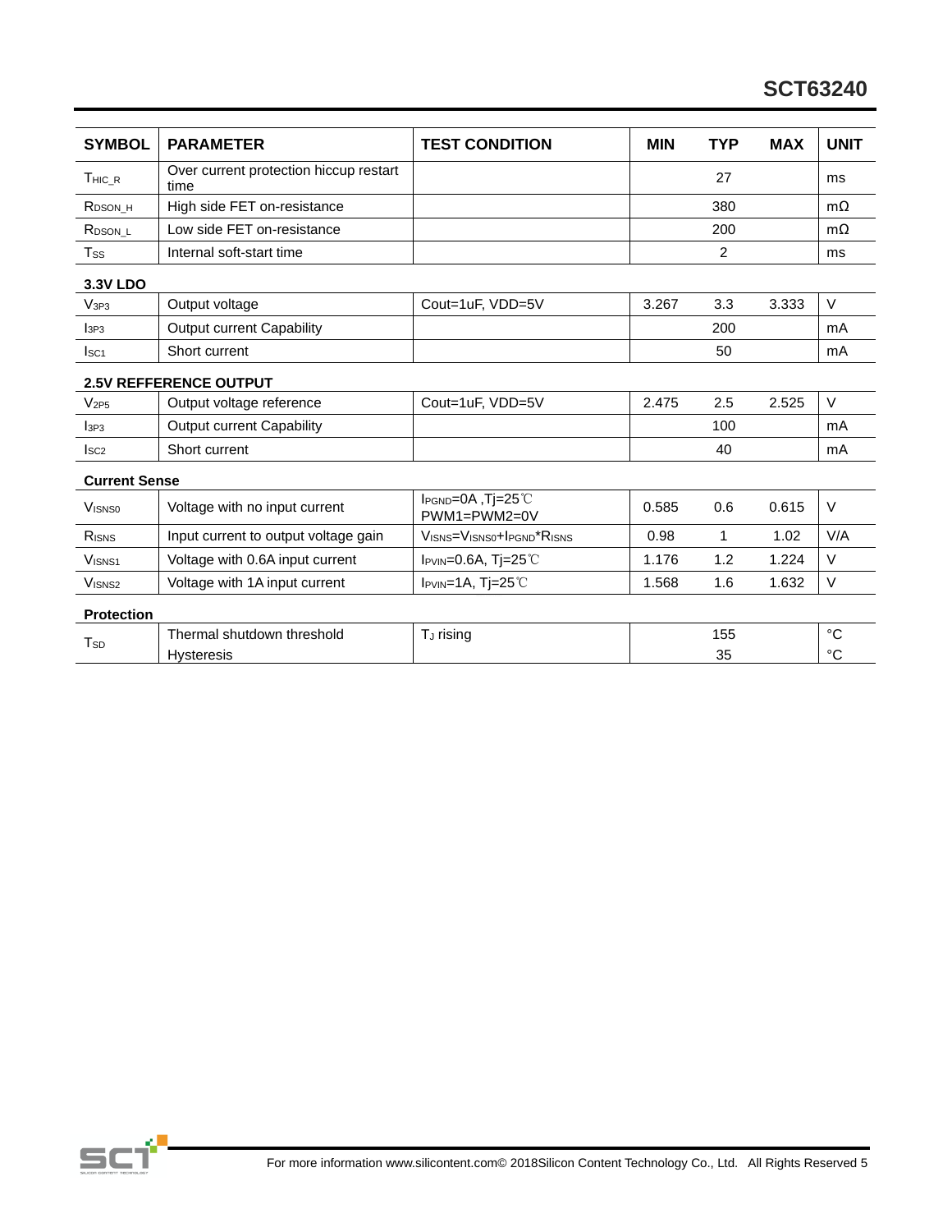| SYMBOL | PARAMETER | TEST CONDITION | MIN | TYP | MAX | UNIT |
|---|---|---|---|---|---|---|
| $T_{HIC\_R}$ | Over current protection hiccup restart time | | | 27 | | ms |
| $R_{DSON\_H}$ | High side FET on-resistance | | | 380 | | mΩ |
| $R_{DSON\_L}$ | Low side FET on-resistance | | | 200 | | mΩ |
| $T_{SS}$ | Internal soft-start time | | | 2 | | ms |
| **3.3V LDO** | | | | | | |
| $V_{3P3}$ | Output voltage | Cout=1uF, VDD=5V | 3.267 | 3.3 | 3.333 | V |
| $I_{3P3}$ | Output current Capability | | | 200 | | mA |
| $I_{SC1}$ | Short current | | | 50 | | mA |
| **2.5V REFFERENCE OUTPUT** | | | | | | |
| $V_{2P5}$ | Output voltage reference | Cout=1uF, VDD=5V | 2.475 | 2.5 | 2.525 | V |
| $I_{3P3}$ | Output current Capability | | | 100 | | mA |
| $I_{SC2}$ | Short current | | | 40 | | mA |
| **Current Sense** | | | | | | |
| $V_{ISNS0}$ | Voltage with no input current | $I_{PGND}$=0A ,Tj=25℃ PWM1=PWM2=0V | 0.585 | 0.6 | 0.615 | V |
| $R_{ISNS}$ | Input current to output voltage gain | $V_{ISNS}=V_{ISNS0}+I_{PGND}*R_{ISNS}$ | 0.98 | 1 | 1.02 | V/A |
| $V_{ISNS1}$ | Voltage with 0.6A input current | $I_{PVIN}$=0.6A, Tj=25℃ | 1.176 | 1.2 | 1.224 | V |
| $V_{ISNS2}$ | Voltage with 1A input current | $I_{PVIN}$=1A, Tj=25℃ | 1.568 | 1.6 | 1.632 | V |
| **Protection** | | | | | | |
| $T_{SD}$ | Thermal shutdown threshold | $T_J$ rising | | 155 | | °C |
| | Hysteresis | | | 35 | | °C |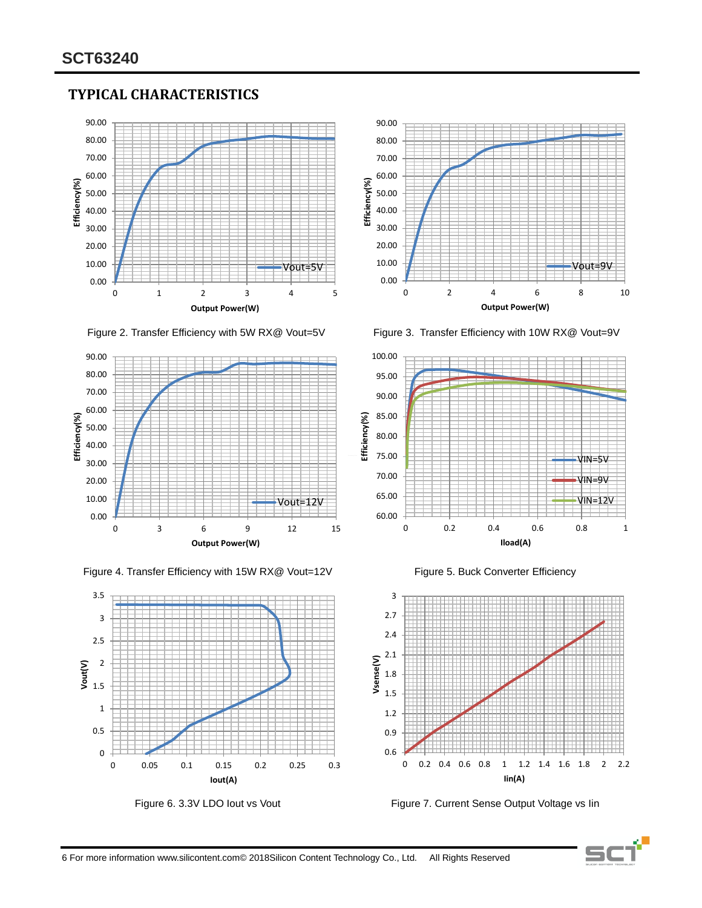## TYPICAL CHARACTERISTICS

Figure 2. Transfer Efficiency with 5W RX@ Vout=5V

Figure 3. Transfer Efficiency with 10W RX@ Vout=9V

Figure 4. Transfer Efficiency with 15W RX@ Vout=12V

Figure 5. Buck Converter Efficiency

Figure 6. 3.3V LDO Iout vs Vout

Figure 7. Current Sense Output Voltage vs Iin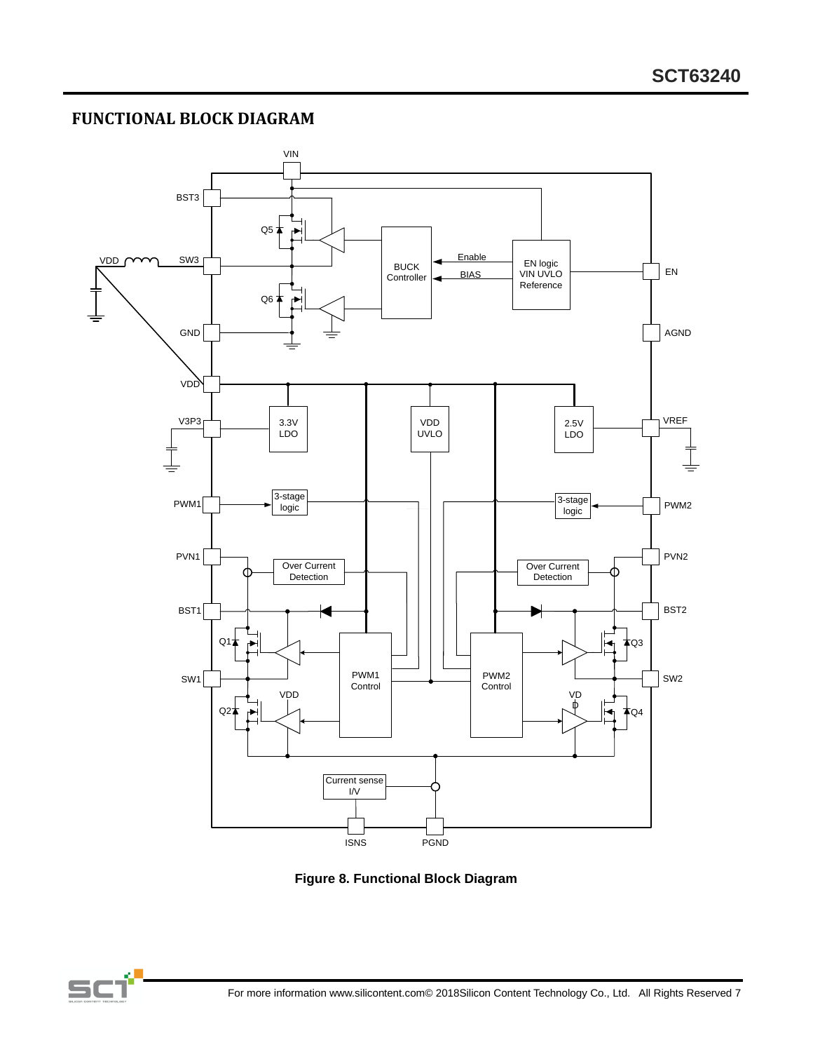## FUNCTIONAL BLOCK DIAGRAM

**Figure 8. Functional Block Diagram**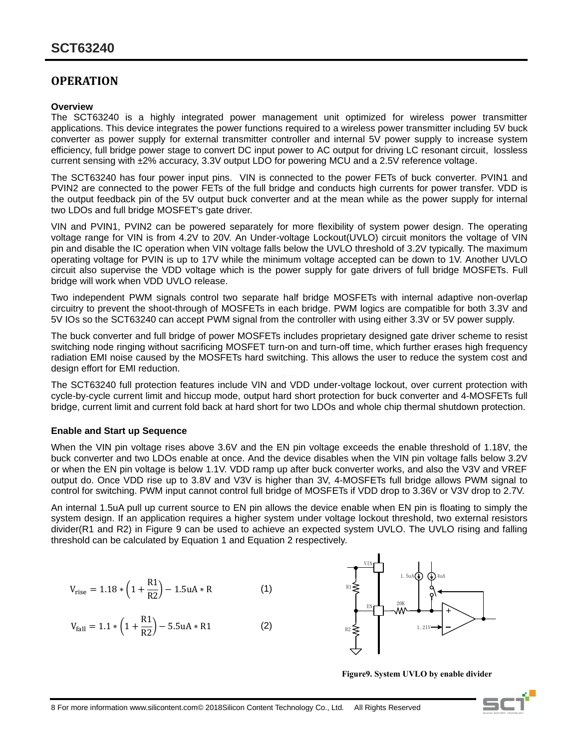## OPERATION

### Overview

The SCT63240 is a highly integrated power management unit optimized for wireless power transmitter applications. This device integrates the power functions required to a wireless power transmitter including 5V buck converter as power supply for external transmitter controller and internal 5V power supply to increase system efficiency, full bridge power stage to convert DC input power to AC output for driving LC resonant circuit, lossless current sensing with ±2% accuracy, 3.3V output LDO for powering MCU and a 2.5V reference voltage.

The SCT63240 has four power input pins. VIN is connected to the power FETs of buck converter. PVIN1 and PVIN2 are connected to the power FETs of the full bridge and conducts high currents for power transfer. VDD is the output feedback pin of the 5V output buck converter and at the mean while as the power supply for internal two LDOs and full bridge MOSFET's gate driver.

VIN and PVIN1, PVIN2 can be powered separately for more flexibility of system power design. The operating voltage range for VIN is from 4.2V to 20V. An Under-voltage Lockout(UVLO) circuit monitors the voltage of VIN pin and disable the IC operation when VIN voltage falls below the UVLO threshold of 3.2V typically. The maximum operating voltage for PVIN is up to 17V while the minimum voltage accepted can be down to 1V. Another UVLO circuit also supervise the VDD voltage which is the power supply for gate drivers of full bridge MOSFETs. Full bridge will work when VDD UVLO release.

Two independent PWM signals control two separate half bridge MOSFETs with internal adaptive non-overlap circuitry to prevent the shoot-through of MOSFETs in each bridge. PWM logics are compatible for both 3.3V and 5V IOs so the SCT63240 can accept PWM signal from the controller with using either 3.3V or 5V power supply.

The buck converter and full bridge of power MOSFETs includes proprietary designed gate driver scheme to resist switching node ringing without sacrificing MOSFET turn-on and turn-off time, which further erases high frequency radiation EMI noise caused by the MOSFETs hard switching. This allows the user to reduce the system cost and design effort for EMI reduction.

The SCT63240 full protection features include VIN and VDD under-voltage lockout, over current protection with cycle-by-cycle current limit and hiccup mode, output hard short protection for buck converter and 4-MOSFETs full bridge, current limit and current fold back at hard short for two LDOs and whole chip thermal shutdown protection.

### Enable and Start up Sequence

When the VIN pin voltage rises above 3.6V and the EN pin voltage exceeds the enable threshold of 1.18V, the buck converter and two LDOs enable at once. And the device disables when the VIN pin voltage falls below 3.2V or when the EN pin voltage is below 1.1V. VDD ramp up after buck converter works, and also the V3V and VREF output do. Once VDD rise up to 3.8V and V3V is higher than 3V, 4-MOSFETs full bridge allows PWM signal to control for switching. PWM input cannot control full bridge of MOSFETs if VDD drop to 3.36V or V3V drop to 2.7V.

An internal 1.5uA pull up current source to EN pin allows the device enable when EN pin is floating to simply the system design. If an application requires a higher system under voltage lockout threshold, two external resistors divider(R1 and R2) in Figure 9 can be used to achieve an expected system UVLO. The UVLO rising and falling threshold can be calculated by Equation 1 and Equation 2 respectively.

$$V_{rise} = 1.18 * \left(1 + \frac{R1}{R2}\right) - 1.5uA * R \qquad (1)$$

$$V_{fall} = 1.1 * \left(1 + \frac{R1}{R2}\right) - 5.5uA * R1 \qquad (2)$$

**Figure9. System UVLO by enable divider**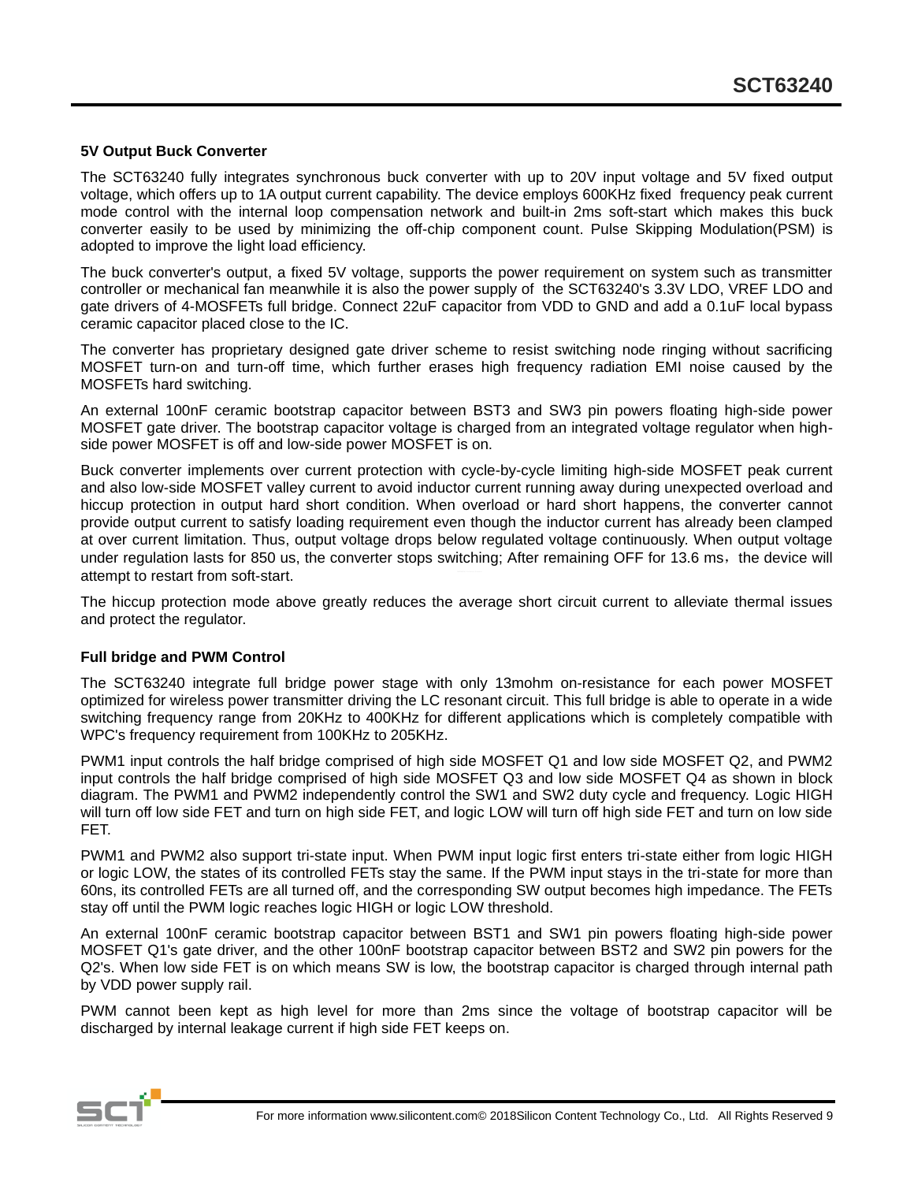### 5V Output Buck Converter

The SCT63240 fully integrates synchronous buck converter with up to 20V input voltage and 5V fixed output voltage, which offers up to 1A output current capability. The device employs 600KHz fixed frequency peak current mode control with the internal loop compensation network and built-in 2ms soft-start which makes this buck converter easily to be used by minimizing the off-chip component count. Pulse Skipping Modulation(PSM) is adopted to improve the light load efficiency.

The buck converter's output, a fixed 5V voltage, supports the power requirement on system such as transmitter controller or mechanical fan meanwhile it is also the power supply of the SCT63240's 3.3V LDO, VREF LDO and gate drivers of 4-MOSFETs full bridge. Connect 22uF capacitor from VDD to GND and add a 0.1uF local bypass ceramic capacitor placed close to the IC.

The converter has proprietary designed gate driver scheme to resist switching node ringing without sacrificing MOSFET turn-on and turn-off time, which further erases high frequency radiation EMI noise caused by the MOSFETs hard switching.

An external 100nF ceramic bootstrap capacitor between BST3 and SW3 pin powers floating high-side power MOSFET gate driver. The bootstrap capacitor voltage is charged from an integrated voltage regulator when high-side power MOSFET is off and low-side power MOSFET is on.

Buck converter implements over current protection with cycle-by-cycle limiting high-side MOSFET peak current and also low-side MOSFET valley current to avoid inductor current running away during unexpected overload and hiccup protection in output hard short condition. When overload or hard short happens, the converter cannot provide output current to satisfy loading requirement even though the inductor current has already been clamped at over current limitation. Thus, output voltage drops below regulated voltage continuously. When output voltage under regulation lasts for 850 us, the converter stops switching; After remaining OFF for 13.6 ms，the device will attempt to restart from soft-start.

The hiccup protection mode above greatly reduces the average short circuit current to alleviate thermal issues and protect the regulator.

### Full bridge and PWM Control

The SCT63240 integrate full bridge power stage with only 13mohm on-resistance for each power MOSFET optimized for wireless power transmitter driving the LC resonant circuit. This full bridge is able to operate in a wide switching frequency range from 20KHz to 400KHz for different applications which is completely compatible with WPC's frequency requirement from 100KHz to 205KHz.

PWM1 input controls the half bridge comprised of high side MOSFET Q1 and low side MOSFET Q2, and PWM2 input controls the half bridge comprised of high side MOSFET Q3 and low side MOSFET Q4 as shown in block diagram. The PWM1 and PWM2 independently control the SW1 and SW2 duty cycle and frequency. Logic HIGH will turn off low side FET and turn on high side FET, and logic LOW will turn off high side FET and turn on low side FET.

PWM1 and PWM2 also support tri-state input. When PWM input logic first enters tri-state either from logic HIGH or logic LOW, the states of its controlled FETs stay the same. If the PWM input stays in the tri-state for more than 60ns, its controlled FETs are all turned off, and the corresponding SW output becomes high impedance. The FETs stay off until the PWM logic reaches logic HIGH or logic LOW threshold.

An external 100nF ceramic bootstrap capacitor between BST1 and SW1 pin powers floating high-side power MOSFET Q1's gate driver, and the other 100nF bootstrap capacitor between BST2 and SW2 pin powers for the Q2's. When low side FET is on which means SW is low, the bootstrap capacitor is charged through internal path by VDD power supply rail.

PWM cannot been kept as high level for more than 2ms since the voltage of bootstrap capacitor will be discharged by internal leakage current if high side FET keeps on.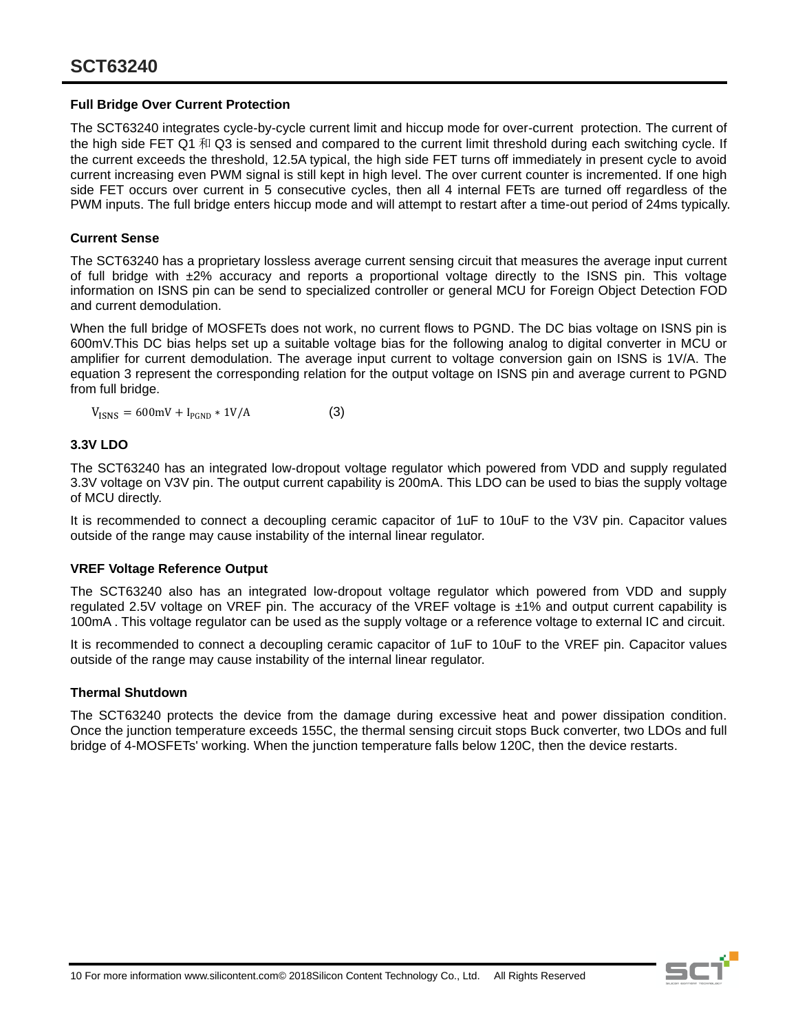### Full Bridge Over Current Protection

The SCT63240 integrates cycle-by-cycle current limit and hiccup mode for over-current protection. The current of the high side FET Q1 和 Q3 is sensed and compared to the current limit threshold during each switching cycle. If the current exceeds the threshold, 12.5A typical, the high side FET turns off immediately in present cycle to avoid current increasing even PWM signal is still kept in high level. The over current counter is incremented. If one high side FET occurs over current in 5 consecutive cycles, then all 4 internal FETs are turned off regardless of the PWM inputs. The full bridge enters hiccup mode and will attempt to restart after a time-out period of 24ms typically.

### Current Sense

The SCT63240 has a proprietary lossless average current sensing circuit that measures the average input current of full bridge with ±2% accuracy and reports a proportional voltage directly to the ISNS pin. This voltage information on ISNS pin can be send to specialized controller or general MCU for Foreign Object Detection FOD and current demodulation.

When the full bridge of MOSFETs does not work, no current flows to PGND. The DC bias voltage on ISNS pin is 600mV.This DC bias helps set up a suitable voltage bias for the following analog to digital converter in MCU or amplifier for current demodulation. The average input current to voltage conversion gain on ISNS is 1V/A. The equation 3 represent the corresponding relation for the output voltage on ISNS pin and average current to PGND from full bridge.

$$V_{ISNS} = 600\text{mV} + I_{PGND} * 1\text{V/A} \qquad (3)$$

### 3.3V LDO

The SCT63240 has an integrated low-dropout voltage regulator which powered from VDD and supply regulated 3.3V voltage on V3V pin. The output current capability is 200mA. This LDO can be used to bias the supply voltage of MCU directly.

It is recommended to connect a decoupling ceramic capacitor of 1uF to 10uF to the V3V pin. Capacitor values outside of the range may cause instability of the internal linear regulator.

### VREF Voltage Reference Output

The SCT63240 also has an integrated low-dropout voltage regulator which powered from VDD and supply regulated 2.5V voltage on VREF pin. The accuracy of the VREF voltage is ±1% and output current capability is 100mA . This voltage regulator can be used as the supply voltage or a reference voltage to external IC and circuit.

It is recommended to connect a decoupling ceramic capacitor of 1uF to 10uF to the VREF pin. Capacitor values outside of the range may cause instability of the internal linear regulator.

### Thermal Shutdown

The SCT63240 protects the device from the damage during excessive heat and power dissipation condition. Once the junction temperature exceeds 155C, the thermal sensing circuit stops Buck converter, two LDOs and full bridge of 4-MOSFETs' working. When the junction temperature falls below 120C, then the device restarts.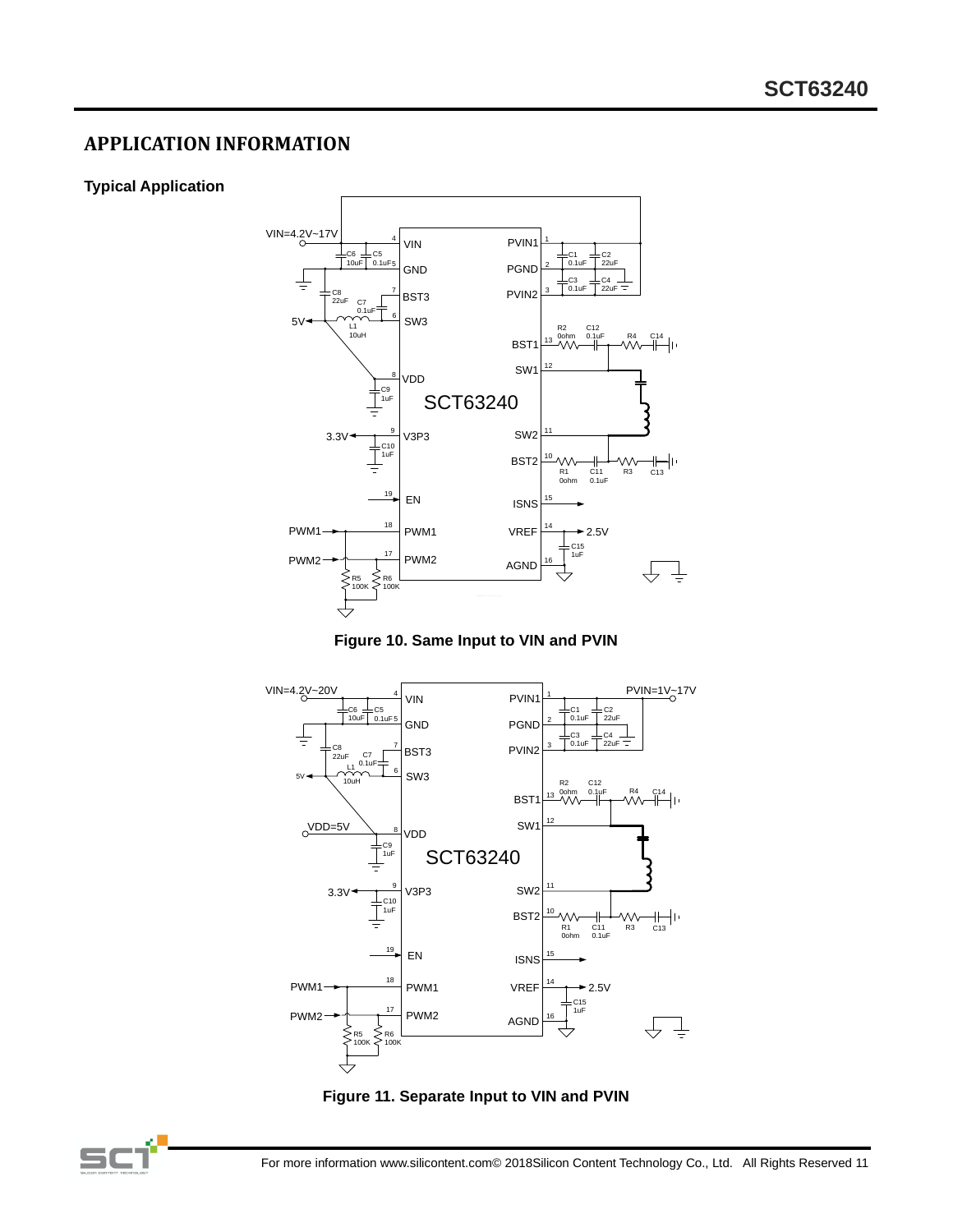## APPLICATION INFORMATION

### Typical Application

**Figure 10. Same Input to VIN and PVIN**

**Figure 11. Separate Input to VIN and PVIN**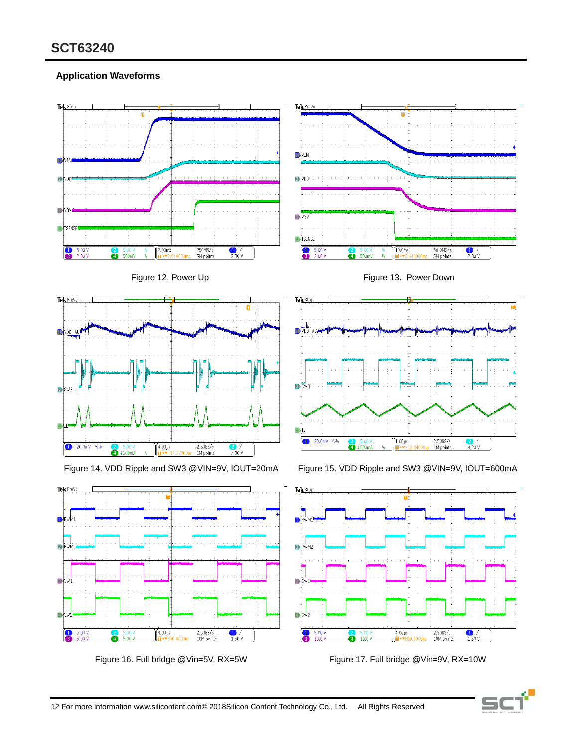## Application Waveforms

Figure 12. Power Up

Figure 13. Power Down

Figure 14. VDD Ripple and SW3 @VIN=9V, IOUT=20mA

Figure 15. VDD Ripple and SW3 @VIN=9V, IOUT=600mA

Figure 16. Full bridge @Vin=5V, RX=5W

Figure 17. Full bridge @Vin=9V, RX=10W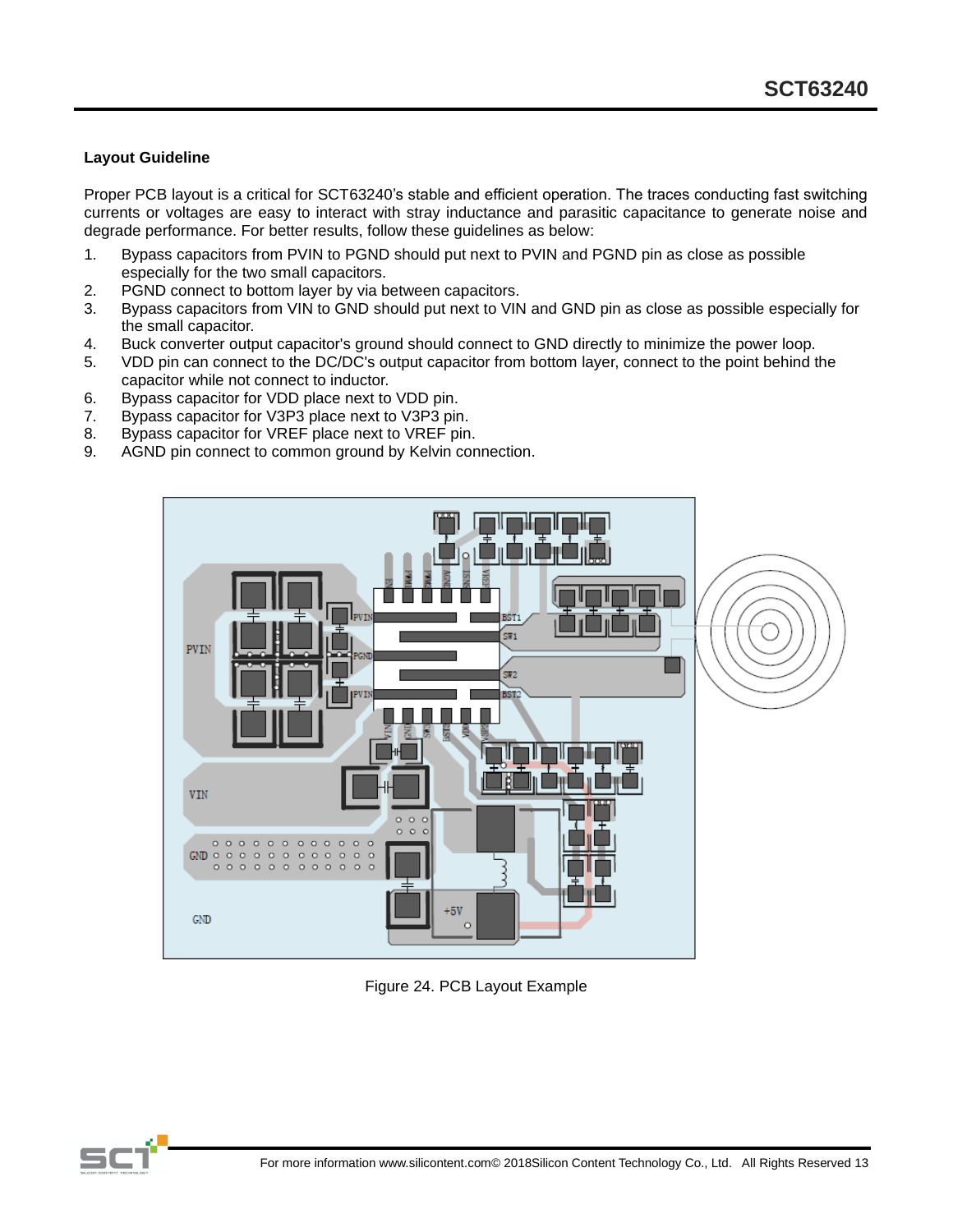### Layout Guideline

Proper PCB layout is a critical for SCT63240's stable and efficient operation. The traces conducting fast switching currents or voltages are easy to interact with stray inductance and parasitic capacitance to generate noise and degrade performance. For better results, follow these guidelines as below:

1. Bypass capacitors from PVIN to PGND should put next to PVIN and PGND pin as close as possible especially for the two small capacitors.
2. PGND connect to bottom layer by via between capacitors.
3. Bypass capacitors from VIN to GND should put next to VIN and GND pin as close as possible especially for the small capacitor.
4. Buck converter output capacitor's ground should connect to GND directly to minimize the power loop.
5. VDD pin can connect to the DC/DC's output capacitor from bottom layer, connect to the point behind the capacitor while not connect to inductor.
6. Bypass capacitor for VDD place next to VDD pin.
7. Bypass capacitor for V3P3 place next to V3P3 pin.
8. Bypass capacitor for VREF place next to VREF pin.
9. AGND pin connect to common ground by Kelvin connection.

Figure 24. PCB Layout Example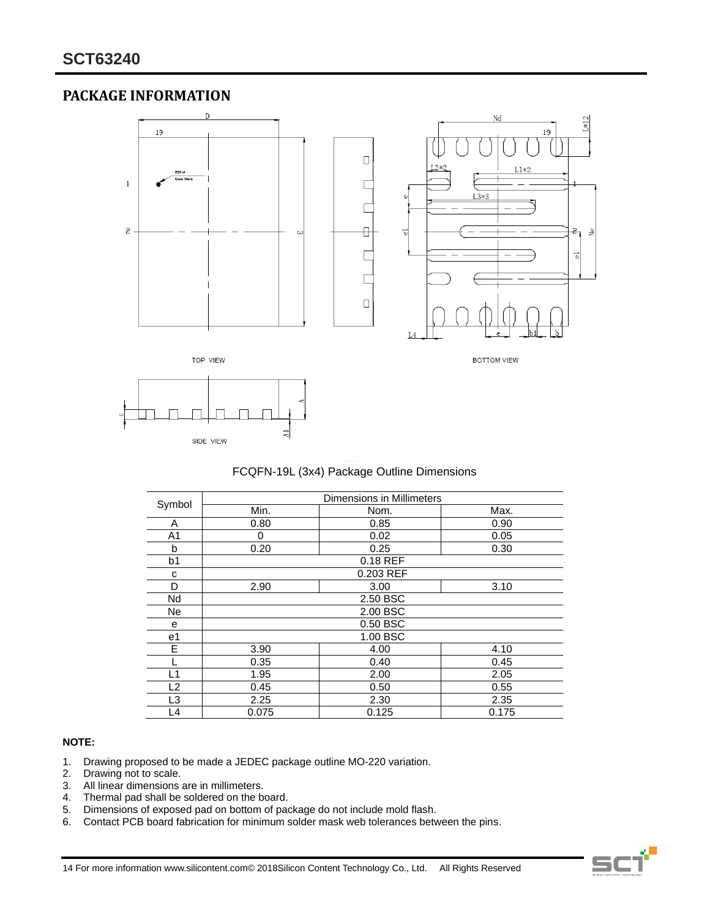## PACKAGE INFORMATION

FCQFN-19L (3x4) Package Outline Dimensions

| Symbol | Dimensions in Millimeters | | |
|---|---|---|---|
| | Min. | Nom. | Max. |
| A | 0.80 | 0.85 | 0.90 |
| A1 | 0 | 0.02 | 0.05 |
| b | 0.20 | 0.25 | 0.30 |
| b1 | 0.18 REF | | |
| c | 0.203 REF | | |
| D | 2.90 | 3.00 | 3.10 |
| Nd | 2.50 BSC | | |
| Ne | 2.00 BSC | | |
| e | 0.50 BSC | | |
| e1 | 1.00 BSC | | |
| E | 3.90 | 4.00 | 4.10 |
| L | 0.35 | 0.40 | 0.45 |
| L1 | 1.95 | 2.00 | 2.05 |
| L2 | 0.45 | 0.50 | 0.55 |
| L3 | 2.25 | 2.30 | 2.35 |
| L4 | 0.075 | 0.125 | 0.175 |

**NOTE:**

1. Drawing proposed to be made a JEDEC package outline MO-220 variation.
2. Drawing not to scale.
3. All linear dimensions are in millimeters.
4. Thermal pad shall be soldered on the board.
5. Dimensions of exposed pad on bottom of package do not include mold flash.
6. Contact PCB board fabrication for minimum solder mask web tolerances between the pins.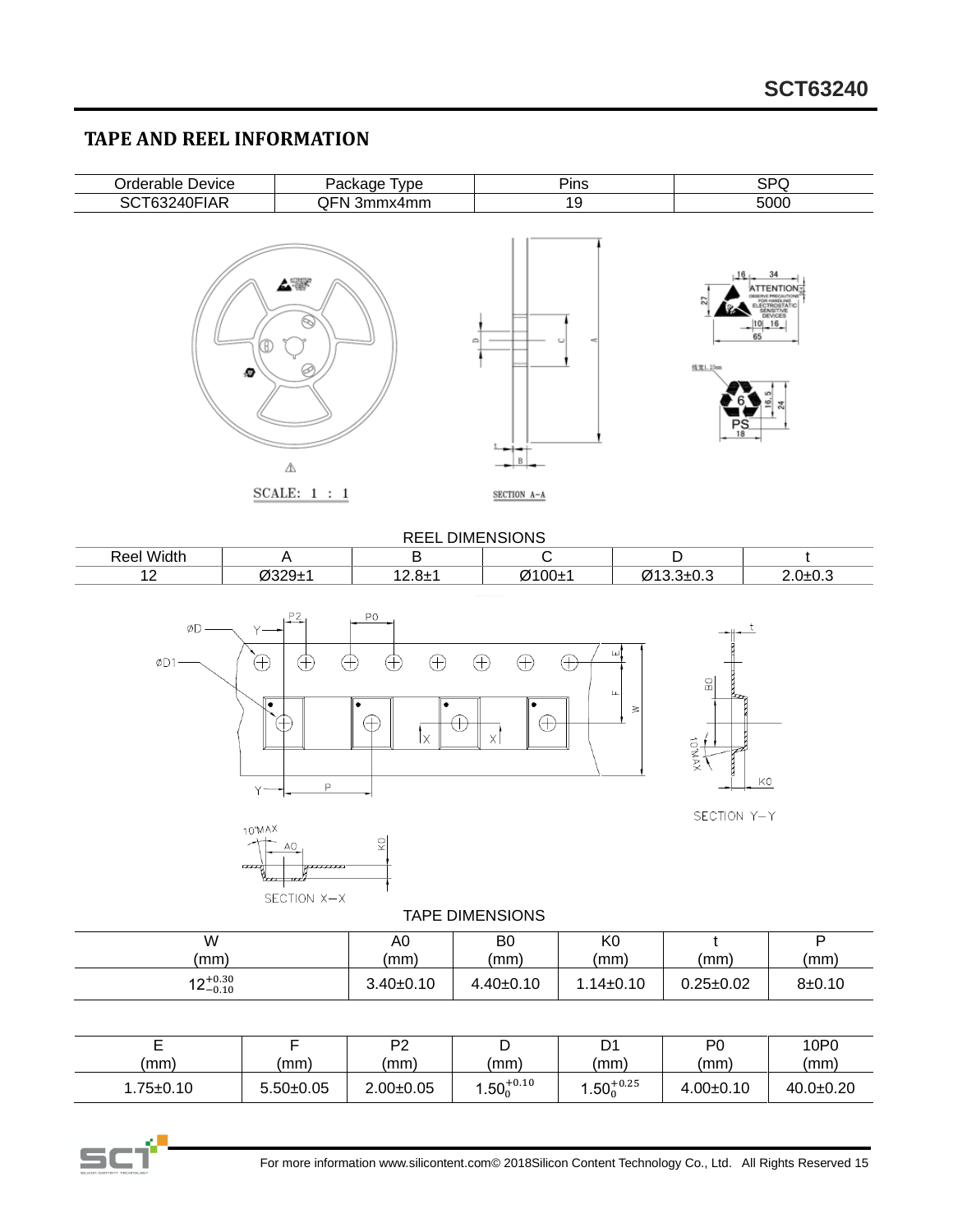## TAPE AND REEL INFORMATION

| Orderable Device | Package Type | Pins | SPQ |
|---|---|---|---|
| SCT63240FIAR | QFN 3mmx4mm | 19 | 5000 |

SCALE: 1 : 1

SECTION A-A

REEL DIMENSIONS

| Reel Width | A | B | C | D | t |
|---|---|---|---|---|---|
| 12 | Ø329±1 | 12.8±1 | Ø100±1 | Ø13.3±0.3 | 2.0±0.3 |

SECTION Y-Y

SECTION X-X

TAPE DIMENSIONS

| W (mm) | A0 (mm) | B0 (mm) | K0 (mm) | t (mm) | P (mm) |
|---|---|---|---|---|---|
| $12^{+0.30}_{-0.10}$ | 3.40±0.10 | 4.40±0.10 | 1.14±0.10 | 0.25±0.02 | 8±0.10 |

| E (mm) | F (mm) | P2 (mm) | D (mm) | D1 (mm) | P0 (mm) | 10P0 (mm) |
|---|---|---|---|---|---|---|
| 1.75±0.10 | 5.50±0.05 | 2.00±0.05 | $1.50^{+0.10}_{0}$ | $1.50^{+0.25}_{0}$ | 4.00±0.10 | 40.0±0.20 |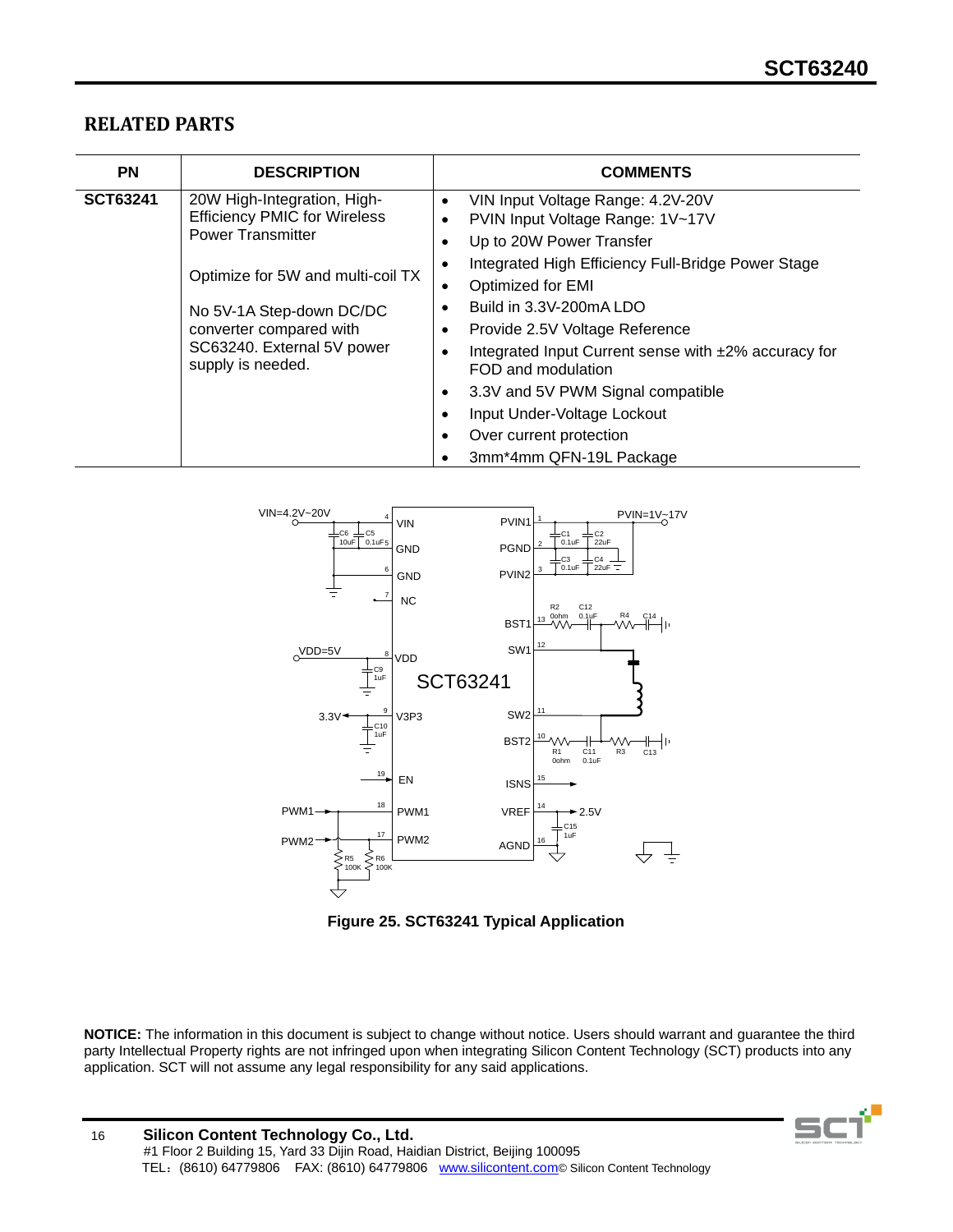## RELATED PARTS

| PN | DESCRIPTION | COMMENTS |
|---|---|---|
| **SCT63241** | 20W High-Integration, High-Efficiency PMIC for Wireless Power Transmitter<br><br>Optimize for 5W and multi-coil TX<br><br>No 5V-1A Step-down DC/DC converter compared with SC63240. External 5V power supply is needed. | • VIN Input Voltage Range: 4.2V-20V<br>• PVIN Input Voltage Range: 1V~17V<br>• Up to 20W Power Transfer<br>• Integrated High Efficiency Full-Bridge Power Stage<br>• Optimized for EMI<br>• Build in 3.3V-200mA LDO<br>• Provide 2.5V Voltage Reference<br>• Integrated Input Current sense with ±2% accuracy for FOD and modulation<br>• 3.3V and 5V PWM Signal compatible<br>• Input Under-Voltage Lockout<br>• Over current protection<br>• 3mm*4mm QFN-19L Package |

VIN=4.2V~20V
PVIN=1V~17V
VDD=5V
3.3V
2.5V
PWM1
PWM2
SCT63241

**Figure 25. SCT63241 Typical Application**

**NOTICE:** The information in this document is subject to change without notice. Users should warrant and guarantee the third party Intellectual Property rights are not infringed upon when integrating Silicon Content Technology (SCT) products into any application. SCT will not assume any legal responsibility for any said applications.

**Silicon Content Technology Co., Ltd.**
#1 Floor 2 Building 15, Yard 33 Dijin Road, Haidian District, Beijing 100095
TEL：(8610) 64779806 FAX: (8610) 64779806 www.silicontent.com© Silicon Content Technology